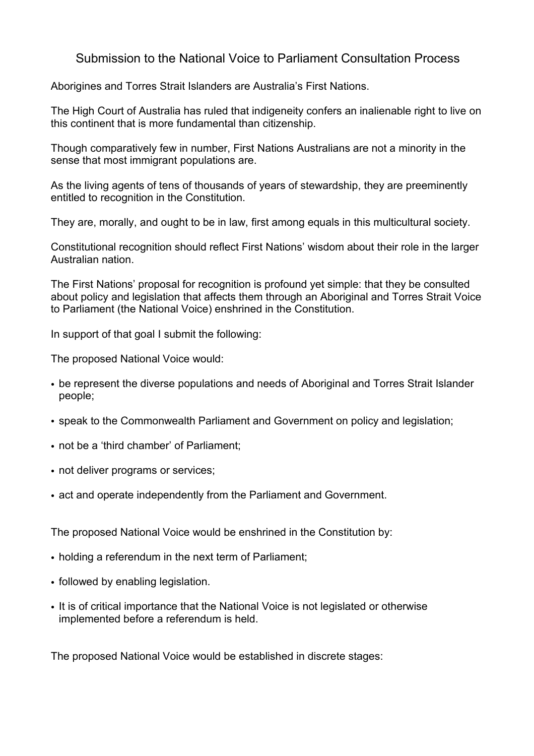# Submission to the National Voice to Parliament Consultation Process

Aborigines and Torres Strait Islanders are Australia's First Nations.

The High Court of Australia has ruled that indigeneity confers an inalienable right to live on this continent that is more fundamental than citizenship.

Though comparatively few in number, First Nations Australians are not a minority in the sense that most immigrant populations are.

As the living agents of tens of thousands of years of stewardship, they are preeminently entitled to recognition in the Constitution.

They are, morally, and ought to be in law, first among equals in this multicultural society.

Constitutional recognition should reflect First Nations' wisdom about their role in the larger Australian nation.

The First Nations' proposal for recognition is profound yet simple: that they be consulted about policy and legislation that affects them through an Aboriginal and Torres Strait Voice to Parliament (the National Voice) enshrined in the Constitution.

In support of that goal I submit the following:

The proposed National Voice would:

- be represent the diverse populations and needs of Aboriginal and Torres Strait Islander people;
- speak to the Commonwealth Parliament and Government on policy and legislation;
- not be a 'third chamber' of Parliament;
- not deliver programs or services;
- act and operate independently from the Parliament and Government.

The proposed National Voice would be enshrined in the Constitution by:

- holding a referendum in the next term of Parliament;
- followed by enabling legislation.
- It is of critical importance that the National Voice is not legislated or otherwise implemented before a referendum is held.

The proposed National Voice would be established in discrete stages: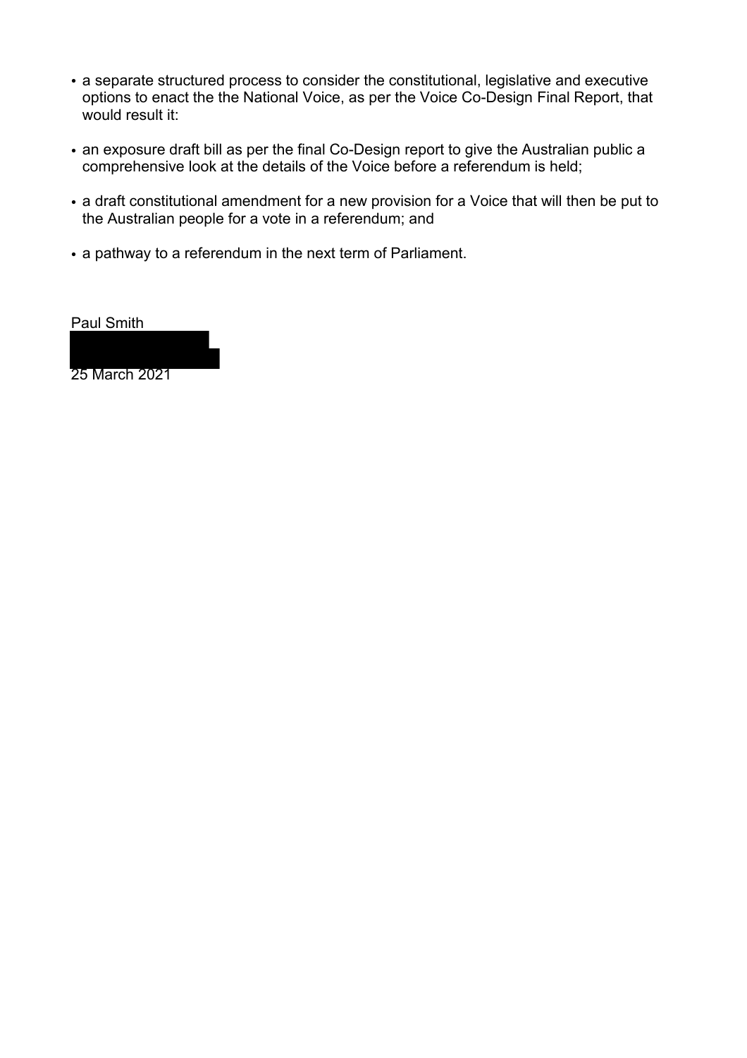- a separate structured process to consider the constitutional, legislative and executive options to enact the the National Voice, as per the Voice Co-Design Final Report, that would result it:
- an exposure draft bill as per the final Co-Design report to give the Australian public a comprehensive look at the details of the Voice before a referendum is held;
- a draft constitutional amendment for a new provision for a Voice that will then be put to the Australian people for a vote in a referendum; and
- a pathway to a referendum in the next term of Parliament.

Paul Smith

25 March 2021